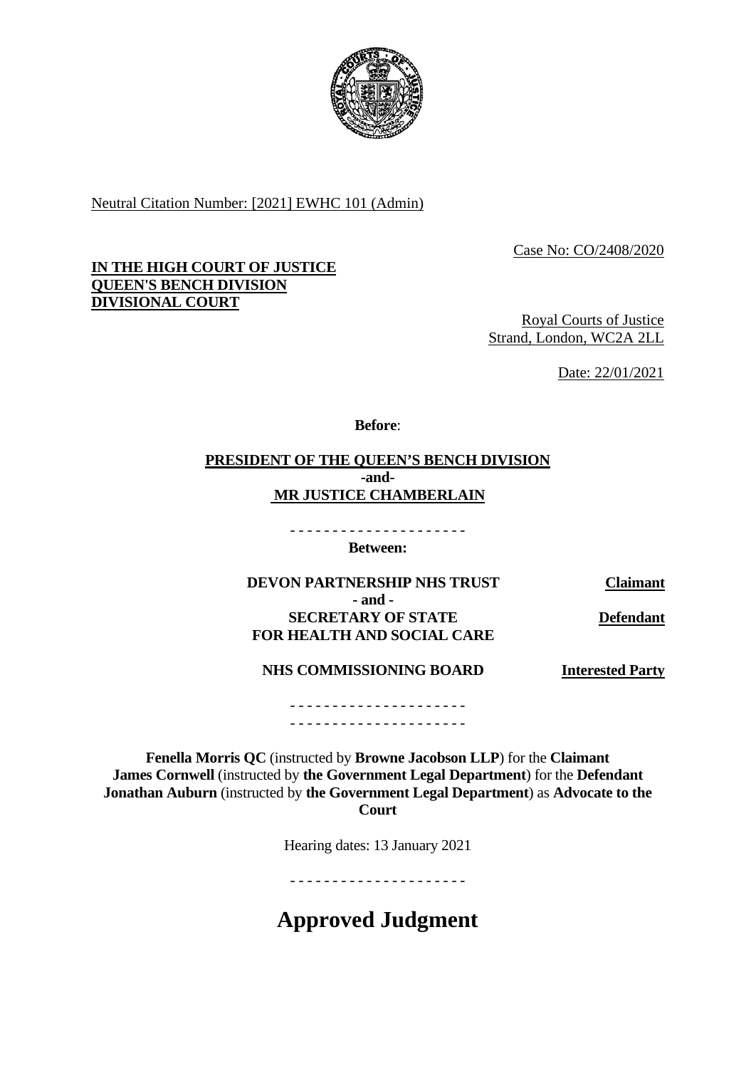Neutral Citation Number: [2021] EWHC 101 (Admin)

Case No: CO/2408/2020

**IN THE HIGH COURT OF JUSTICE**
**QUEEN'S BENCH DIVISION**
**DIVISIONAL COURT**

Royal Courts of Justice
Strand, London, WC2A 2LL

Date: 22/01/2021

**Before**:

**PRESIDENT OF THE QUEEN'S BENCH DIVISION**
**-and-**
**MR JUSTICE CHAMBERLAIN**

- - - - - - - - - - - - - - - - - - - - -

**Between:**

| | |
|---|---|
| **DEVON PARTNERSHIP NHS TRUST** | **Claimant** |
| **- and -** | |
| **SECRETARY OF STATE FOR HEALTH AND SOCIAL CARE** | **Defendant** |
| **NHS COMMISSIONING BOARD** | **Interested Party** |

- - - - - - - - - - - - - - - - - - - - -
- - - - - - - - - - - - - - - - - - - - -

**Fenella Morris QC** (instructed by **Browne Jacobson LLP**) for the **Claimant**
**James Cornwell** (instructed by **the Government Legal Department**) for the **Defendant**
**Jonathan Auburn** (instructed by **the Government Legal Department**) as **Advocate to the Court**

Hearing dates: 13 January 2021

- - - - - - - - - - - - - - - - - - - - -

# Approved Judgment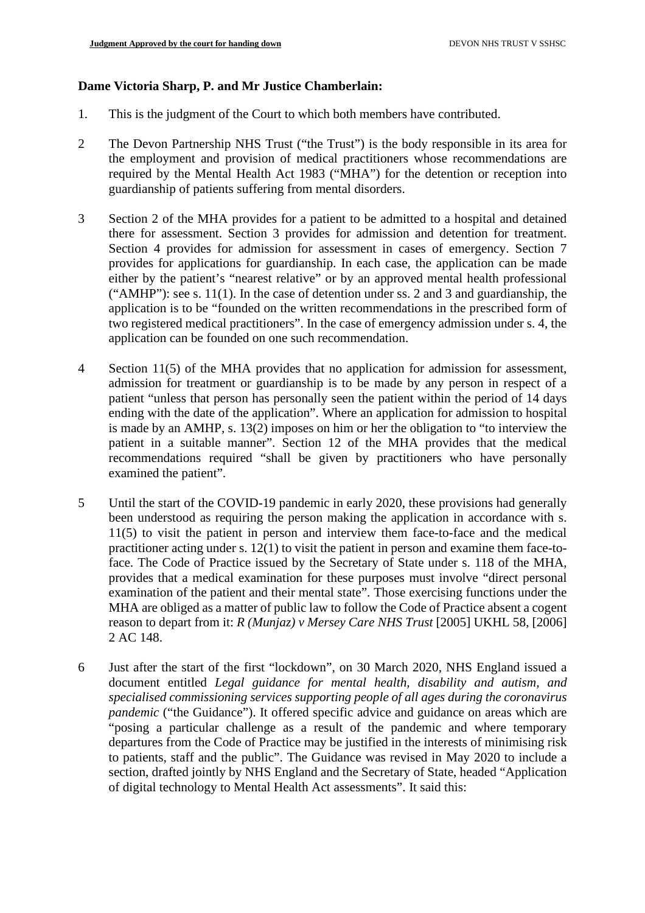**Dame Victoria Sharp, P. and Mr Justice Chamberlain:**

1. This is the judgment of the Court to which both members have contributed.

2 The Devon Partnership NHS Trust ("the Trust") is the body responsible in its area for the employment and provision of medical practitioners whose recommendations are required by the Mental Health Act 1983 ("MHA") for the detention or reception into guardianship of patients suffering from mental disorders.

3 Section 2 of the MHA provides for a patient to be admitted to a hospital and detained there for assessment. Section 3 provides for admission and detention for treatment. Section 4 provides for admission for assessment in cases of emergency. Section 7 provides for applications for guardianship. In each case, the application can be made either by the patient's "nearest relative" or by an approved mental health professional ("AMHP"): see s. 11(1). In the case of detention under ss. 2 and 3 and guardianship, the application is to be "founded on the written recommendations in the prescribed form of two registered medical practitioners". In the case of emergency admission under s. 4, the application can be founded on one such recommendation.

4 Section 11(5) of the MHA provides that no application for admission for assessment, admission for treatment or guardianship is to be made by any person in respect of a patient "unless that person has personally seen the patient within the period of 14 days ending with the date of the application". Where an application for admission to hospital is made by an AMHP, s. 13(2) imposes on him or her the obligation to "to interview the patient in a suitable manner". Section 12 of the MHA provides that the medical recommendations required "shall be given by practitioners who have personally examined the patient".

5 Until the start of the COVID-19 pandemic in early 2020, these provisions had generally been understood as requiring the person making the application in accordance with s. 11(5) to visit the patient in person and interview them face-to-face and the medical practitioner acting under s. 12(1) to visit the patient in person and examine them face-to-face. The Code of Practice issued by the Secretary of State under s. 118 of the MHA, provides that a medical examination for these purposes must involve "direct personal examination of the patient and their mental state". Those exercising functions under the MHA are obliged as a matter of public law to follow the Code of Practice absent a cogent reason to depart from it: *R (Munjaz) v Mersey Care NHS Trust* [2005] UKHL 58, [2006] 2 AC 148.

6 Just after the start of the first "lockdown", on 30 March 2020, NHS England issued a document entitled *Legal guidance for mental health, disability and autism, and specialised commissioning services supporting people of all ages during the coronavirus pandemic* ("the Guidance"). It offered specific advice and guidance on areas which are "posing a particular challenge as a result of the pandemic and where temporary departures from the Code of Practice may be justified in the interests of minimising risk to patients, staff and the public". The Guidance was revised in May 2020 to include a section, drafted jointly by NHS England and the Secretary of State, headed "Application of digital technology to Mental Health Act assessments". It said this: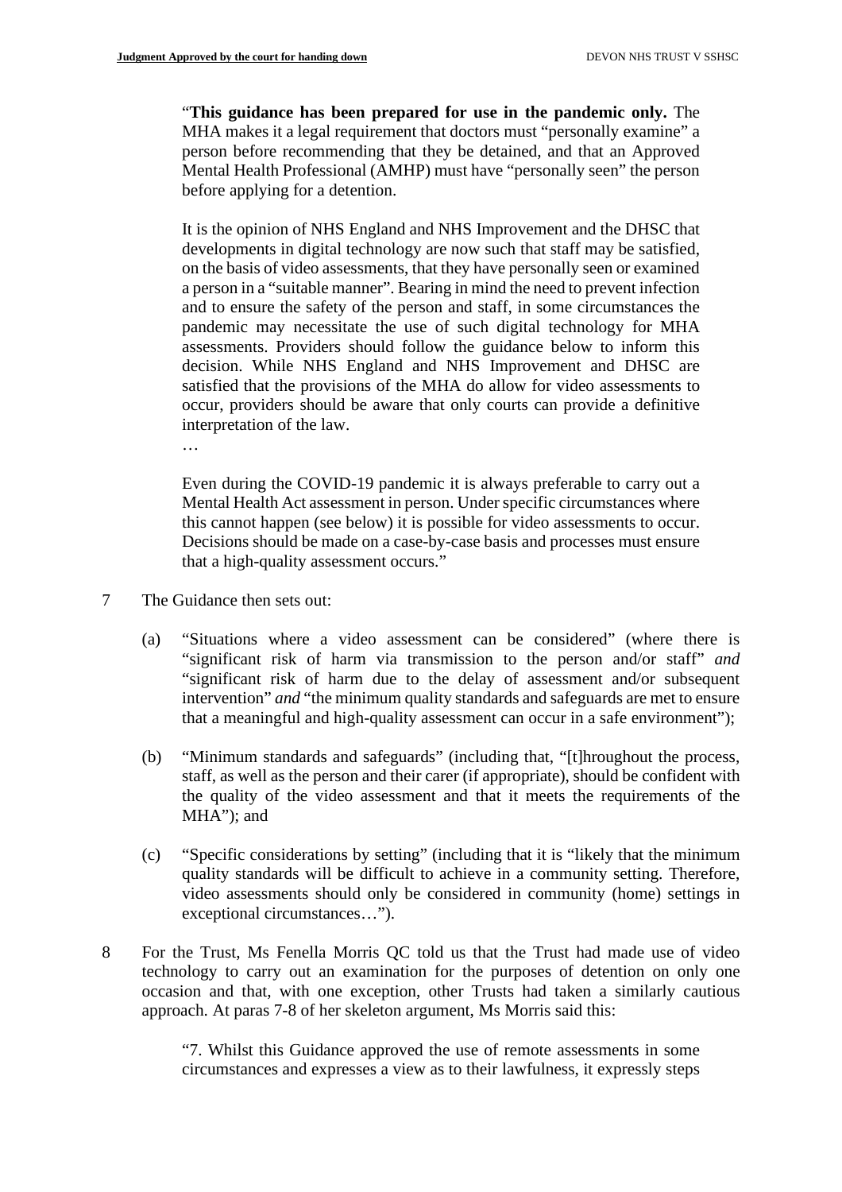> "**This guidance has been prepared for use in the pandemic only.** The MHA makes it a legal requirement that doctors must "personally examine" a person before recommending that they be detained, and that an Approved Mental Health Professional (AMHP) must have "personally seen" the person before applying for a detention.
>
> It is the opinion of NHS England and NHS Improvement and the DHSC that developments in digital technology are now such that staff may be satisfied, on the basis of video assessments, that they have personally seen or examined a person in a "suitable manner". Bearing in mind the need to prevent infection and to ensure the safety of the person and staff, in some circumstances the pandemic may necessitate the use of such digital technology for MHA assessments. Providers should follow the guidance below to inform this decision. While NHS England and NHS Improvement and DHSC are satisfied that the provisions of the MHA do allow for video assessments to occur, providers should be aware that only courts can provide a definitive interpretation of the law.
>
> …
>
> Even during the COVID-19 pandemic it is always preferable to carry out a Mental Health Act assessment in person. Under specific circumstances where this cannot happen (see below) it is possible for video assessments to occur. Decisions should be made on a case-by-case basis and processes must ensure that a high-quality assessment occurs."

7 The Guidance then sets out:

(a) "Situations where a video assessment can be considered" (where there is "significant risk of harm via transmission to the person and/or staff" *and* "significant risk of harm due to the delay of assessment and/or subsequent intervention" *and* "the minimum quality standards and safeguards are met to ensure that a meaningful and high-quality assessment can occur in a safe environment");

(b) "Minimum standards and safeguards" (including that, "[t]hroughout the process, staff, as well as the person and their carer (if appropriate), should be confident with the quality of the video assessment and that it meets the requirements of the MHA"); and

(c) "Specific considerations by setting" (including that it is "likely that the minimum quality standards will be difficult to achieve in a community setting. Therefore, video assessments should only be considered in community (home) settings in exceptional circumstances…").

8 For the Trust, Ms Fenella Morris QC told us that the Trust had made use of video technology to carry out an examination for the purposes of detention on only one occasion and that, with one exception, other Trusts had taken a similarly cautious approach. At paras 7-8 of her skeleton argument, Ms Morris said this:

> "7. Whilst this Guidance approved the use of remote assessments in some circumstances and expresses a view as to their lawfulness, it expressly steps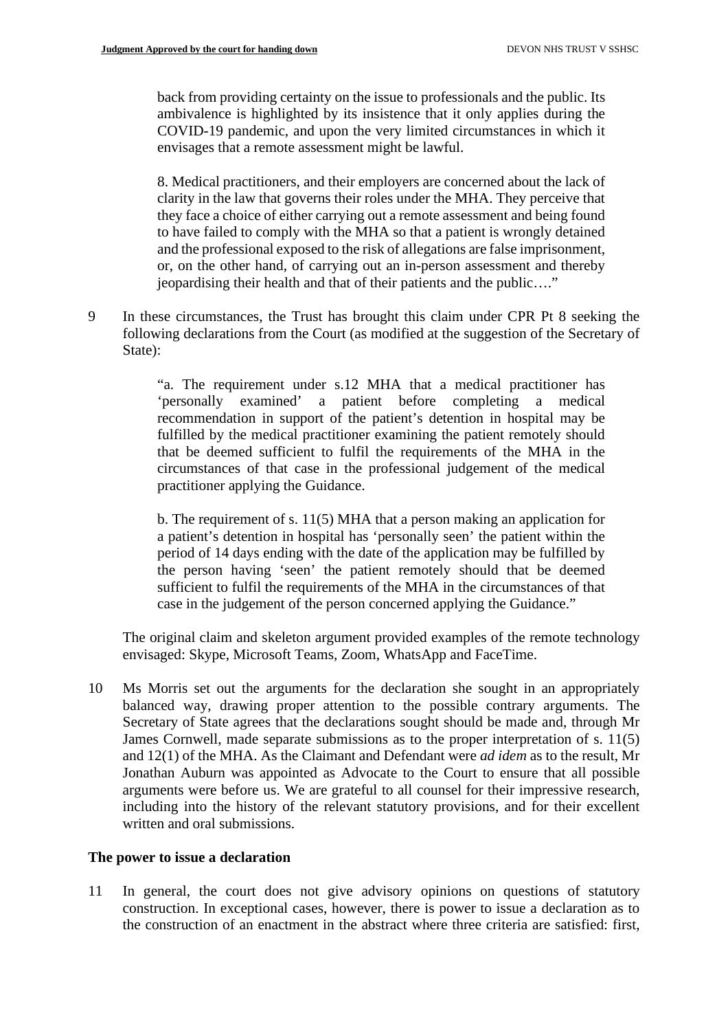> back from providing certainty on the issue to professionals and the public. Its ambivalence is highlighted by its insistence that it only applies during the COVID-19 pandemic, and upon the very limited circumstances in which it envisages that a remote assessment might be lawful.
>
> 8. Medical practitioners, and their employers are concerned about the lack of clarity in the law that governs their roles under the MHA. They perceive that they face a choice of either carrying out a remote assessment and being found to have failed to comply with the MHA so that a patient is wrongly detained and the professional exposed to the risk of allegations are false imprisonment, or, on the other hand, of carrying out an in-person assessment and thereby jeopardising their health and that of their patients and the public…."

9 In these circumstances, the Trust has brought this claim under CPR Pt 8 seeking the following declarations from the Court (as modified at the suggestion of the Secretary of State):

> "a. The requirement under s.12 MHA that a medical practitioner has 'personally examined' a patient before completing a medical recommendation in support of the patient's detention in hospital may be fulfilled by the medical practitioner examining the patient remotely should that be deemed sufficient to fulfil the requirements of the MHA in the circumstances of that case in the professional judgement of the medical practitioner applying the Guidance.
>
> b. The requirement of s. 11(5) MHA that a person making an application for a patient's detention in hospital has 'personally seen' the patient within the period of 14 days ending with the date of the application may be fulfilled by the person having 'seen' the patient remotely should that be deemed sufficient to fulfil the requirements of the MHA in the circumstances of that case in the judgement of the person concerned applying the Guidance."

The original claim and skeleton argument provided examples of the remote technology envisaged: Skype, Microsoft Teams, Zoom, WhatsApp and FaceTime.

10 Ms Morris set out the arguments for the declaration she sought in an appropriately balanced way, drawing proper attention to the possible contrary arguments. The Secretary of State agrees that the declarations sought should be made and, through Mr James Cornwell, made separate submissions as to the proper interpretation of s. 11(5) and 12(1) of the MHA. As the Claimant and Defendant were *ad idem* as to the result, Mr Jonathan Auburn was appointed as Advocate to the Court to ensure that all possible arguments were before us. We are grateful to all counsel for their impressive research, including into the history of the relevant statutory provisions, and for their excellent written and oral submissions.

### The power to issue a declaration

11 In general, the court does not give advisory opinions on questions of statutory construction. In exceptional cases, however, there is power to issue a declaration as to the construction of an enactment in the abstract where three criteria are satisfied: first,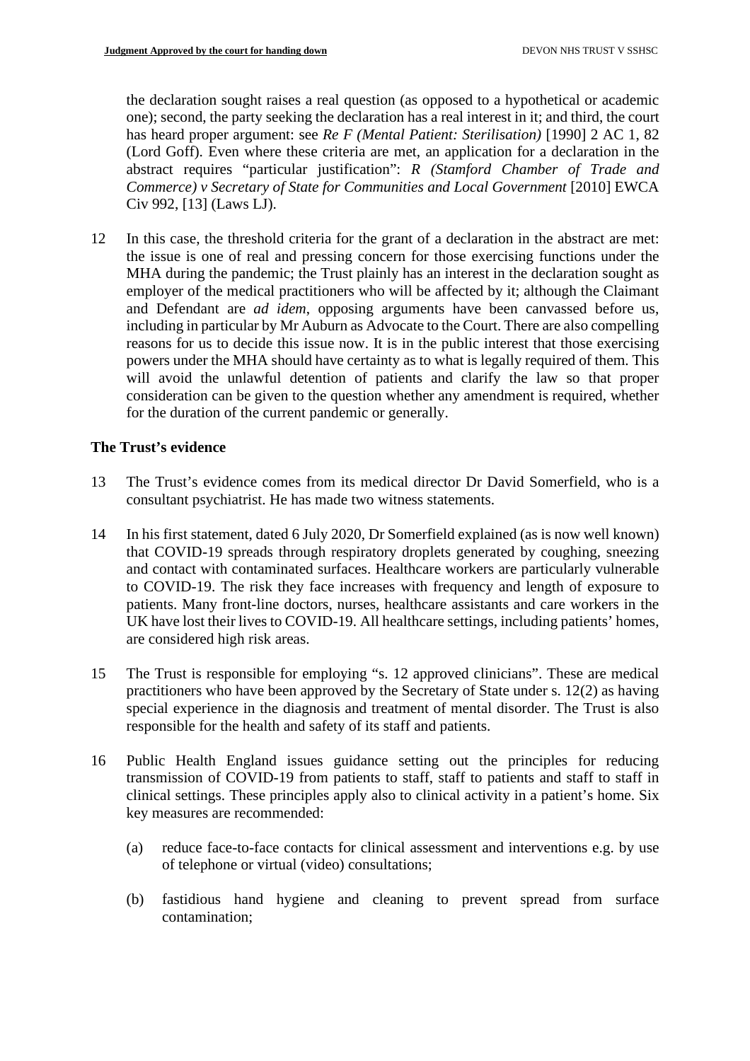the declaration sought raises a real question (as opposed to a hypothetical or academic one); second, the party seeking the declaration has a real interest in it; and third, the court has heard proper argument: see *Re F (Mental Patient: Sterilisation)* [1990] 2 AC 1, 82 (Lord Goff). Even where these criteria are met, an application for a declaration in the abstract requires "particular justification": *R (Stamford Chamber of Trade and Commerce) v Secretary of State for Communities and Local Government* [2010] EWCA Civ 992, [13] (Laws LJ).

12 In this case, the threshold criteria for the grant of a declaration in the abstract are met: the issue is one of real and pressing concern for those exercising functions under the MHA during the pandemic; the Trust plainly has an interest in the declaration sought as employer of the medical practitioners who will be affected by it; although the Claimant and Defendant are *ad idem*, opposing arguments have been canvassed before us, including in particular by Mr Auburn as Advocate to the Court. There are also compelling reasons for us to decide this issue now. It is in the public interest that those exercising powers under the MHA should have certainty as to what is legally required of them. This will avoid the unlawful detention of patients and clarify the law so that proper consideration can be given to the question whether any amendment is required, whether for the duration of the current pandemic or generally.

## The Trust's evidence

13 The Trust's evidence comes from its medical director Dr David Somerfield, who is a consultant psychiatrist. He has made two witness statements.

14 In his first statement, dated 6 July 2020, Dr Somerfield explained (as is now well known) that COVID-19 spreads through respiratory droplets generated by coughing, sneezing and contact with contaminated surfaces. Healthcare workers are particularly vulnerable to COVID-19. The risk they face increases with frequency and length of exposure to patients. Many front-line doctors, nurses, healthcare assistants and care workers in the UK have lost their lives to COVID-19. All healthcare settings, including patients' homes, are considered high risk areas.

15 The Trust is responsible for employing "s. 12 approved clinicians". These are medical practitioners who have been approved by the Secretary of State under s. 12(2) as having special experience in the diagnosis and treatment of mental disorder. The Trust is also responsible for the health and safety of its staff and patients.

16 Public Health England issues guidance setting out the principles for reducing transmission of COVID-19 from patients to staff, staff to patients and staff to staff in clinical settings. These principles apply also to clinical activity in a patient's home. Six key measures are recommended:

(a) reduce face-to-face contacts for clinical assessment and interventions e.g. by use of telephone or virtual (video) consultations;

(b) fastidious hand hygiene and cleaning to prevent spread from surface contamination;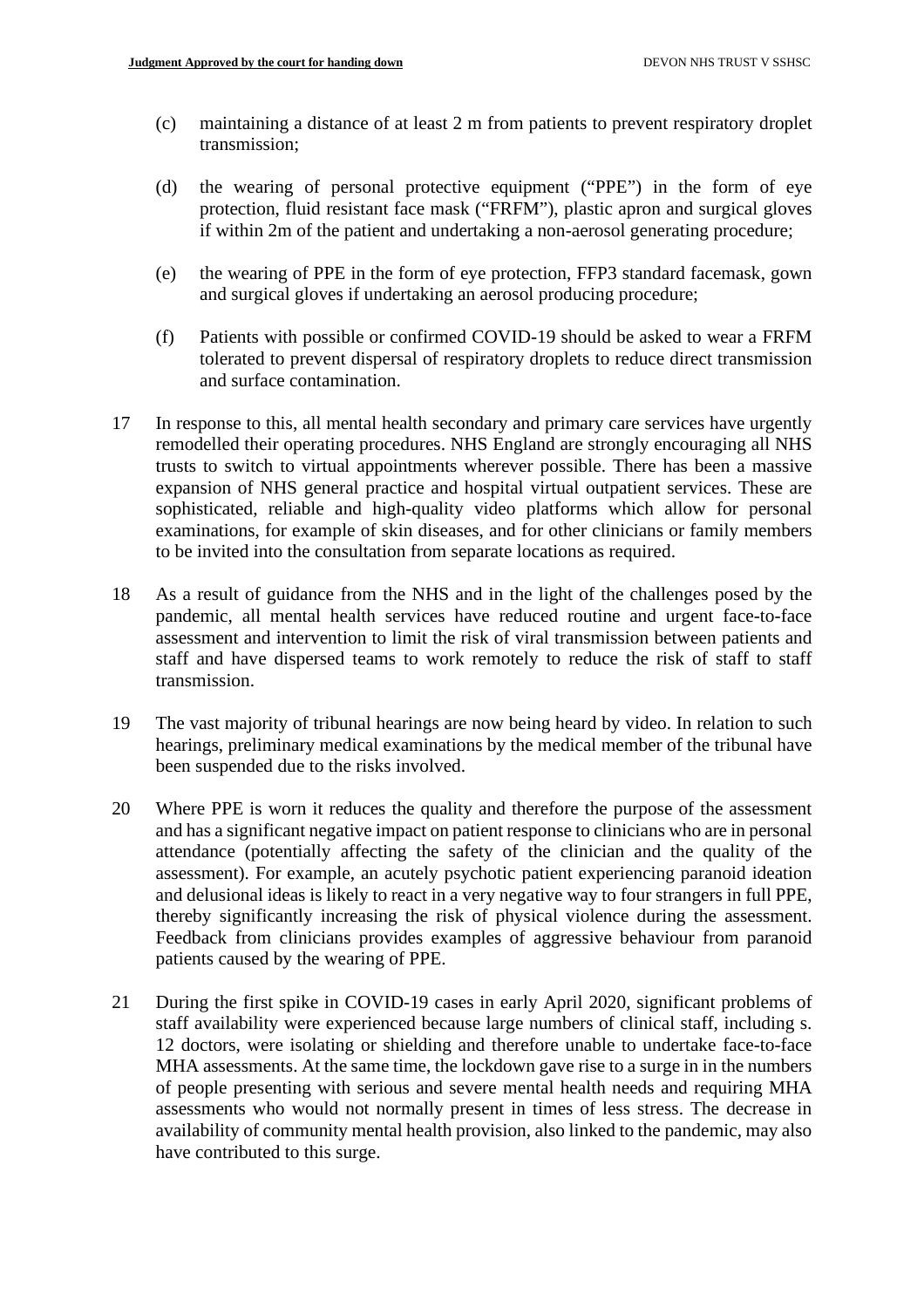(c) maintaining a distance of at least 2 m from patients to prevent respiratory droplet transmission;

(d) the wearing of personal protective equipment ("PPE") in the form of eye protection, fluid resistant face mask ("FRFM"), plastic apron and surgical gloves if within 2m of the patient and undertaking a non-aerosol generating procedure;

(e) the wearing of PPE in the form of eye protection, FFP3 standard facemask, gown and surgical gloves if undertaking an aerosol producing procedure;

(f) Patients with possible or confirmed COVID-19 should be asked to wear a FRFM tolerated to prevent dispersal of respiratory droplets to reduce direct transmission and surface contamination.

17 In response to this, all mental health secondary and primary care services have urgently remodelled their operating procedures. NHS England are strongly encouraging all NHS trusts to switch to virtual appointments wherever possible. There has been a massive expansion of NHS general practice and hospital virtual outpatient services. These are sophisticated, reliable and high-quality video platforms which allow for personal examinations, for example of skin diseases, and for other clinicians or family members to be invited into the consultation from separate locations as required.

18 As a result of guidance from the NHS and in the light of the challenges posed by the pandemic, all mental health services have reduced routine and urgent face-to-face assessment and intervention to limit the risk of viral transmission between patients and staff and have dispersed teams to work remotely to reduce the risk of staff to staff transmission.

19 The vast majority of tribunal hearings are now being heard by video. In relation to such hearings, preliminary medical examinations by the medical member of the tribunal have been suspended due to the risks involved.

20 Where PPE is worn it reduces the quality and therefore the purpose of the assessment and has a significant negative impact on patient response to clinicians who are in personal attendance (potentially affecting the safety of the clinician and the quality of the assessment). For example, an acutely psychotic patient experiencing paranoid ideation and delusional ideas is likely to react in a very negative way to four strangers in full PPE, thereby significantly increasing the risk of physical violence during the assessment. Feedback from clinicians provides examples of aggressive behaviour from paranoid patients caused by the wearing of PPE.

21 During the first spike in COVID-19 cases in early April 2020, significant problems of staff availability were experienced because large numbers of clinical staff, including s. 12 doctors, were isolating or shielding and therefore unable to undertake face-to-face MHA assessments. At the same time, the lockdown gave rise to a surge in in the numbers of people presenting with serious and severe mental health needs and requiring MHA assessments who would not normally present in times of less stress. The decrease in availability of community mental health provision, also linked to the pandemic, may also have contributed to this surge.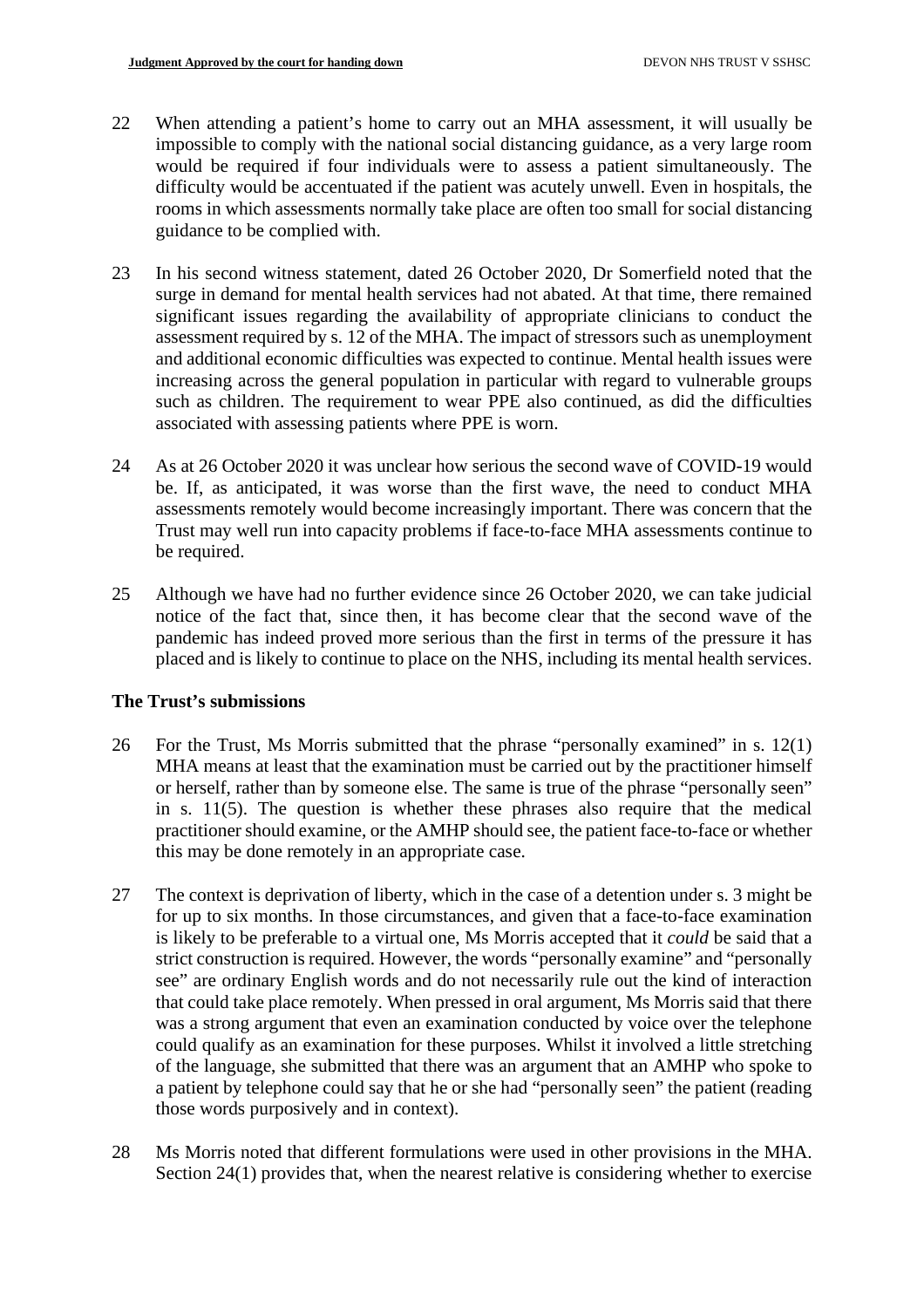22 When attending a patient's home to carry out an MHA assessment, it will usually be impossible to comply with the national social distancing guidance, as a very large room would be required if four individuals were to assess a patient simultaneously. The difficulty would be accentuated if the patient was acutely unwell. Even in hospitals, the rooms in which assessments normally take place are often too small for social distancing guidance to be complied with.

23 In his second witness statement, dated 26 October 2020, Dr Somerfield noted that the surge in demand for mental health services had not abated. At that time, there remained significant issues regarding the availability of appropriate clinicians to conduct the assessment required by s. 12 of the MHA. The impact of stressors such as unemployment and additional economic difficulties was expected to continue. Mental health issues were increasing across the general population in particular with regard to vulnerable groups such as children. The requirement to wear PPE also continued, as did the difficulties associated with assessing patients where PPE is worn.

24 As at 26 October 2020 it was unclear how serious the second wave of COVID-19 would be. If, as anticipated, it was worse than the first wave, the need to conduct MHA assessments remotely would become increasingly important. There was concern that the Trust may well run into capacity problems if face-to-face MHA assessments continue to be required.

25 Although we have had no further evidence since 26 October 2020, we can take judicial notice of the fact that, since then, it has become clear that the second wave of the pandemic has indeed proved more serious than the first in terms of the pressure it has placed and is likely to continue to place on the NHS, including its mental health services.

## The Trust's submissions

26 For the Trust, Ms Morris submitted that the phrase "personally examined" in s. 12(1) MHA means at least that the examination must be carried out by the practitioner himself or herself, rather than by someone else. The same is true of the phrase "personally seen" in s. 11(5). The question is whether these phrases also require that the medical practitioner should examine, or the AMHP should see, the patient face-to-face or whether this may be done remotely in an appropriate case.

27 The context is deprivation of liberty, which in the case of a detention under s. 3 might be for up to six months. In those circumstances, and given that a face-to-face examination is likely to be preferable to a virtual one, Ms Morris accepted that it *could* be said that a strict construction is required. However, the words "personally examine" and "personally see" are ordinary English words and do not necessarily rule out the kind of interaction that could take place remotely. When pressed in oral argument, Ms Morris said that there was a strong argument that even an examination conducted by voice over the telephone could qualify as an examination for these purposes. Whilst it involved a little stretching of the language, she submitted that there was an argument that an AMHP who spoke to a patient by telephone could say that he or she had "personally seen" the patient (reading those words purposively and in context).

28 Ms Morris noted that different formulations were used in other provisions in the MHA. Section 24(1) provides that, when the nearest relative is considering whether to exercise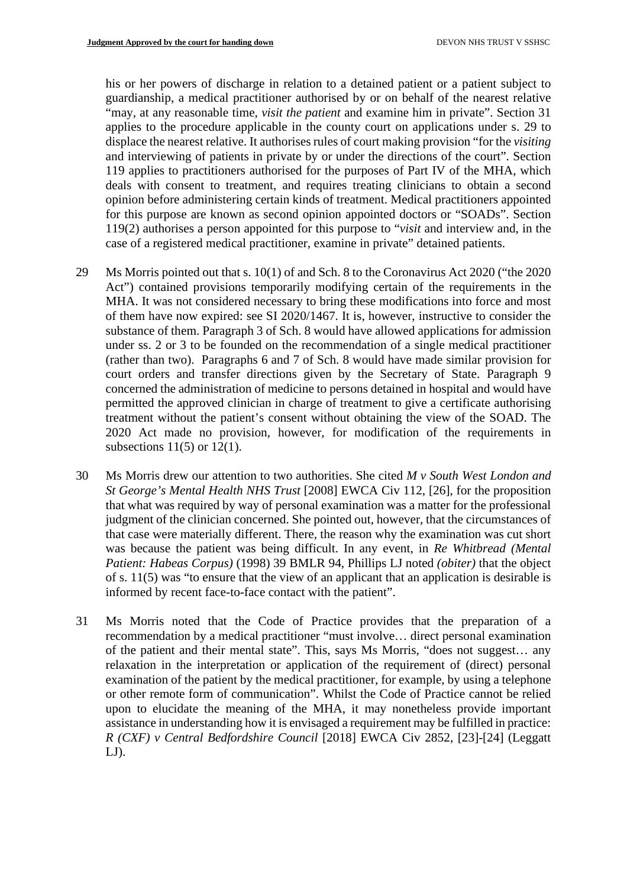his or her powers of discharge in relation to a detained patient or a patient subject to guardianship, a medical practitioner authorised by or on behalf of the nearest relative "may, at any reasonable time, *visit the patient* and examine him in private". Section 31 applies to the procedure applicable in the county court on applications under s. 29 to displace the nearest relative. It authorises rules of court making provision "for the *visiting* and interviewing of patients in private by or under the directions of the court". Section 119 applies to practitioners authorised for the purposes of Part IV of the MHA, which deals with consent to treatment, and requires treating clinicians to obtain a second opinion before administering certain kinds of treatment. Medical practitioners appointed for this purpose are known as second opinion appointed doctors or "SOADs". Section 119(2) authorises a person appointed for this purpose to "*visit* and interview and, in the case of a registered medical practitioner, examine in private" detained patients.

29 Ms Morris pointed out that s. 10(1) of and Sch. 8 to the Coronavirus Act 2020 ("the 2020 Act") contained provisions temporarily modifying certain of the requirements in the MHA. It was not considered necessary to bring these modifications into force and most of them have now expired: see SI 2020/1467. It is, however, instructive to consider the substance of them. Paragraph 3 of Sch. 8 would have allowed applications for admission under ss. 2 or 3 to be founded on the recommendation of a single medical practitioner (rather than two). Paragraphs 6 and 7 of Sch. 8 would have made similar provision for court orders and transfer directions given by the Secretary of State. Paragraph 9 concerned the administration of medicine to persons detained in hospital and would have permitted the approved clinician in charge of treatment to give a certificate authorising treatment without the patient's consent without obtaining the view of the SOAD. The 2020 Act made no provision, however, for modification of the requirements in subsections 11(5) or 12(1).

30 Ms Morris drew our attention to two authorities. She cited *M v South West London and St George's Mental Health NHS Trust* [2008] EWCA Civ 112, [26], for the proposition that what was required by way of personal examination was a matter for the professional judgment of the clinician concerned. She pointed out, however, that the circumstances of that case were materially different. There, the reason why the examination was cut short was because the patient was being difficult. In any event, in *Re Whitbread (Mental Patient: Habeas Corpus)* (1998) 39 BMLR 94, Phillips LJ noted *(obiter)* that the object of s. 11(5) was "to ensure that the view of an applicant that an application is desirable is informed by recent face-to-face contact with the patient".

31 Ms Morris noted that the Code of Practice provides that the preparation of a recommendation by a medical practitioner "must involve… direct personal examination of the patient and their mental state". This, says Ms Morris, "does not suggest… any relaxation in the interpretation or application of the requirement of (direct) personal examination of the patient by the medical practitioner, for example, by using a telephone or other remote form of communication". Whilst the Code of Practice cannot be relied upon to elucidate the meaning of the MHA, it may nonetheless provide important assistance in understanding how it is envisaged a requirement may be fulfilled in practice: *R (CXF) v Central Bedfordshire Council* [2018] EWCA Civ 2852, [23]-[24] (Leggatt LJ).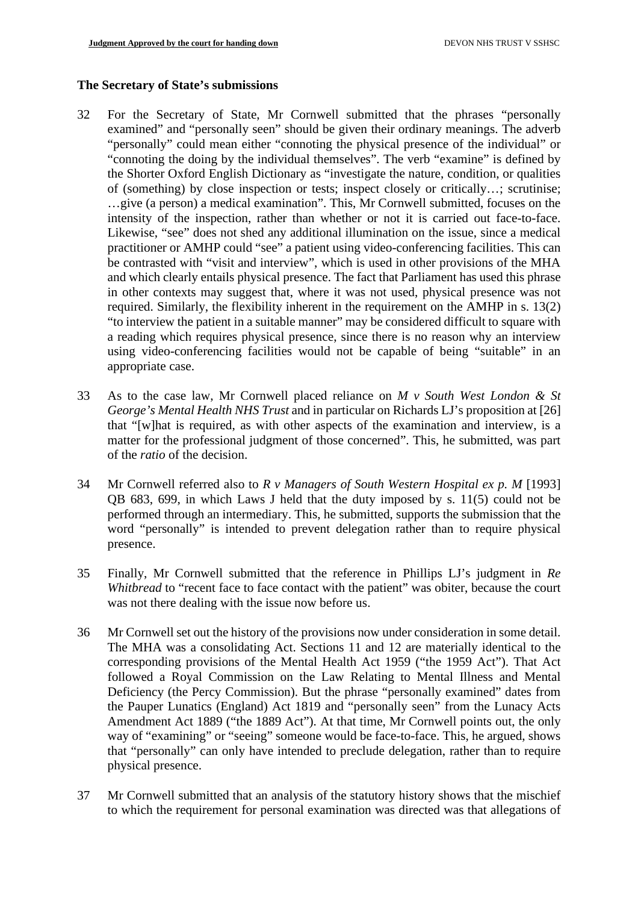### The Secretary of State's submissions

32 For the Secretary of State, Mr Cornwell submitted that the phrases "personally examined" and "personally seen" should be given their ordinary meanings. The adverb "personally" could mean either "connoting the physical presence of the individual" or "connoting the doing by the individual themselves". The verb "examine" is defined by the Shorter Oxford English Dictionary as "investigate the nature, condition, or qualities of (something) by close inspection or tests; inspect closely or critically…; scrutinise; …give (a person) a medical examination". This, Mr Cornwell submitted, focuses on the intensity of the inspection, rather than whether or not it is carried out face-to-face. Likewise, "see" does not shed any additional illumination on the issue, since a medical practitioner or AMHP could "see" a patient using video-conferencing facilities. This can be contrasted with "visit and interview", which is used in other provisions of the MHA and which clearly entails physical presence. The fact that Parliament has used this phrase in other contexts may suggest that, where it was not used, physical presence was not required. Similarly, the flexibility inherent in the requirement on the AMHP in s. 13(2) "to interview the patient in a suitable manner" may be considered difficult to square with a reading which requires physical presence, since there is no reason why an interview using video-conferencing facilities would not be capable of being "suitable" in an appropriate case.

33 As to the case law, Mr Cornwell placed reliance on *M v South West London & St George's Mental Health NHS Trust* and in particular on Richards LJ's proposition at [26] that "[w]hat is required, as with other aspects of the examination and interview, is a matter for the professional judgment of those concerned". This, he submitted, was part of the *ratio* of the decision.

34 Mr Cornwell referred also to *R v Managers of South Western Hospital ex p. M* [1993] QB 683, 699, in which Laws J held that the duty imposed by s. 11(5) could not be performed through an intermediary. This, he submitted, supports the submission that the word "personally" is intended to prevent delegation rather than to require physical presence.

35 Finally, Mr Cornwell submitted that the reference in Phillips LJ's judgment in *Re Whitbread* to "recent face to face contact with the patient" was obiter, because the court was not there dealing with the issue now before us.

36 Mr Cornwell set out the history of the provisions now under consideration in some detail. The MHA was a consolidating Act. Sections 11 and 12 are materially identical to the corresponding provisions of the Mental Health Act 1959 ("the 1959 Act"). That Act followed a Royal Commission on the Law Relating to Mental Illness and Mental Deficiency (the Percy Commission). But the phrase "personally examined" dates from the Pauper Lunatics (England) Act 1819 and "personally seen" from the Lunacy Acts Amendment Act 1889 ("the 1889 Act"). At that time, Mr Cornwell points out, the only way of "examining" or "seeing" someone would be face-to-face. This, he argued, shows that "personally" can only have intended to preclude delegation, rather than to require physical presence.

37 Mr Cornwell submitted that an analysis of the statutory history shows that the mischief to which the requirement for personal examination was directed was that allegations of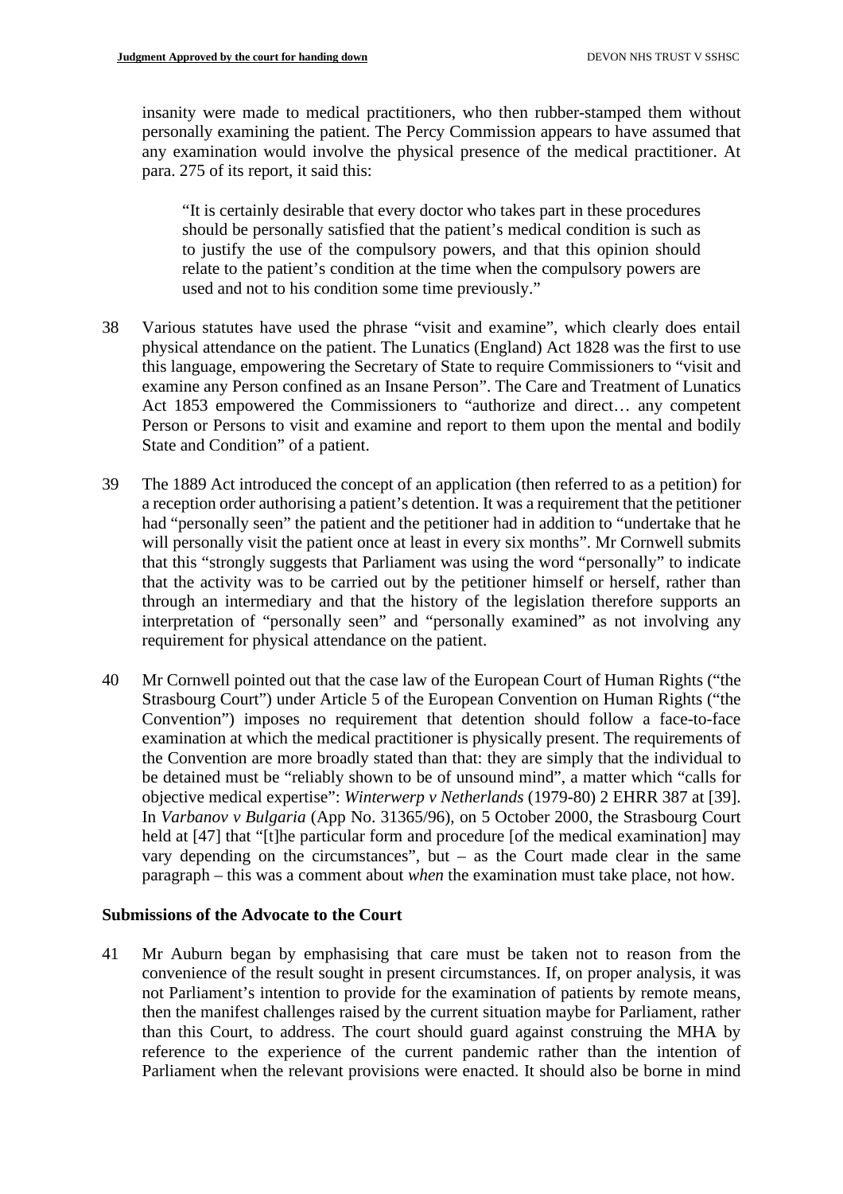insanity were made to medical practitioners, who then rubber-stamped them without personally examining the patient. The Percy Commission appears to have assumed that any examination would involve the physical presence of the medical practitioner. At para. 275 of its report, it said this:

> "It is certainly desirable that every doctor who takes part in these procedures should be personally satisfied that the patient's medical condition is such as to justify the use of the compulsory powers, and that this opinion should relate to the patient's condition at the time when the compulsory powers are used and not to his condition some time previously."

38 Various statutes have used the phrase "visit and examine", which clearly does entail physical attendance on the patient. The Lunatics (England) Act 1828 was the first to use this language, empowering the Secretary of State to require Commissioners to "visit and examine any Person confined as an Insane Person". The Care and Treatment of Lunatics Act 1853 empowered the Commissioners to "authorize and direct… any competent Person or Persons to visit and examine and report to them upon the mental and bodily State and Condition" of a patient.

39 The 1889 Act introduced the concept of an application (then referred to as a petition) for a reception order authorising a patient's detention. It was a requirement that the petitioner had "personally seen" the patient and the petitioner had in addition to "undertake that he will personally visit the patient once at least in every six months". Mr Cornwell submits that this "strongly suggests that Parliament was using the word "personally" to indicate that the activity was to be carried out by the petitioner himself or herself, rather than through an intermediary and that the history of the legislation therefore supports an interpretation of "personally seen" and "personally examined" as not involving any requirement for physical attendance on the patient.

40 Mr Cornwell pointed out that the case law of the European Court of Human Rights ("the Strasbourg Court") under Article 5 of the European Convention on Human Rights ("the Convention") imposes no requirement that detention should follow a face-to-face examination at which the medical practitioner is physically present. The requirements of the Convention are more broadly stated than that: they are simply that the individual to be detained must be "reliably shown to be of unsound mind", a matter which "calls for objective medical expertise": *Winterwerp v Netherlands* (1979-80) 2 EHRR 387 at [39]. In *Varbanov v Bulgaria* (App No. 31365/96), on 5 October 2000, the Strasbourg Court held at [47] that "[t]he particular form and procedure [of the medical examination] may vary depending on the circumstances", but – as the Court made clear in the same paragraph – this was a comment about *when* the examination must take place, not how.

### Submissions of the Advocate to the Court

41 Mr Auburn began by emphasising that care must be taken not to reason from the convenience of the result sought in present circumstances. If, on proper analysis, it was not Parliament's intention to provide for the examination of patients by remote means, then the manifest challenges raised by the current situation maybe for Parliament, rather than this Court, to address. The court should guard against construing the MHA by reference to the experience of the current pandemic rather than the intention of Parliament when the relevant provisions were enacted. It should also be borne in mind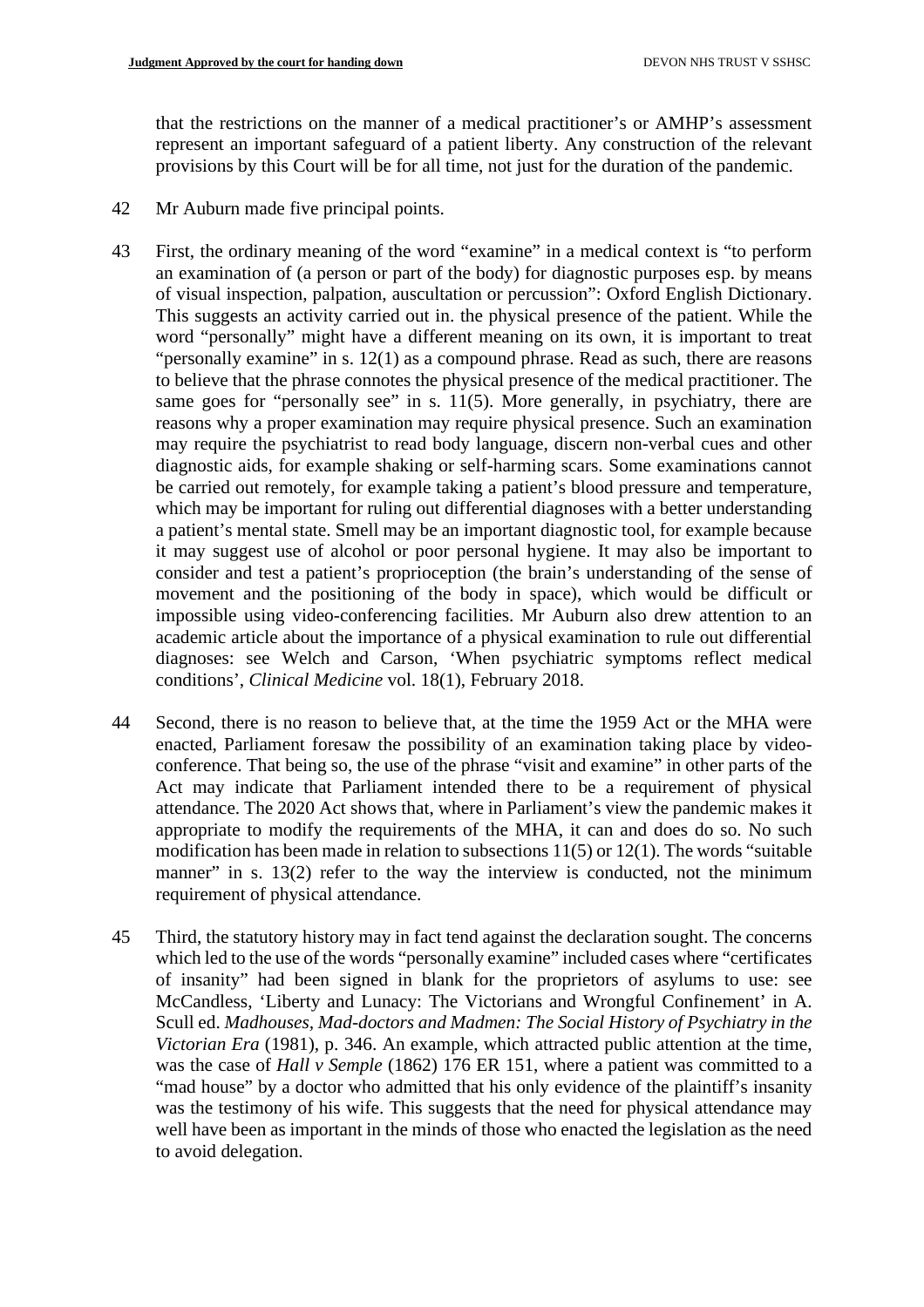that the restrictions on the manner of a medical practitioner's or AMHP's assessment represent an important safeguard of a patient liberty. Any construction of the relevant provisions by this Court will be for all time, not just for the duration of the pandemic.

42 Mr Auburn made five principal points.

43 First, the ordinary meaning of the word "examine" in a medical context is "to perform an examination of (a person or part of the body) for diagnostic purposes esp. by means of visual inspection, palpation, auscultation or percussion": Oxford English Dictionary. This suggests an activity carried out in. the physical presence of the patient. While the word "personally" might have a different meaning on its own, it is important to treat "personally examine" in s. 12(1) as a compound phrase. Read as such, there are reasons to believe that the phrase connotes the physical presence of the medical practitioner. The same goes for "personally see" in s. 11(5). More generally, in psychiatry, there are reasons why a proper examination may require physical presence. Such an examination may require the psychiatrist to read body language, discern non-verbal cues and other diagnostic aids, for example shaking or self-harming scars. Some examinations cannot be carried out remotely, for example taking a patient's blood pressure and temperature, which may be important for ruling out differential diagnoses with a better understanding a patient's mental state. Smell may be an important diagnostic tool, for example because it may suggest use of alcohol or poor personal hygiene. It may also be important to consider and test a patient's proprioception (the brain's understanding of the sense of movement and the positioning of the body in space), which would be difficult or impossible using video-conferencing facilities. Mr Auburn also drew attention to an academic article about the importance of a physical examination to rule out differential diagnoses: see Welch and Carson, 'When psychiatric symptoms reflect medical conditions', *Clinical Medicine* vol. 18(1), February 2018.

44 Second, there is no reason to believe that, at the time the 1959 Act or the MHA were enacted, Parliament foresaw the possibility of an examination taking place by video-conference. That being so, the use of the phrase "visit and examine" in other parts of the Act may indicate that Parliament intended there to be a requirement of physical attendance. The 2020 Act shows that, where in Parliament's view the pandemic makes it appropriate to modify the requirements of the MHA, it can and does do so. No such modification has been made in relation to subsections 11(5) or 12(1). The words "suitable manner" in s. 13(2) refer to the way the interview is conducted, not the minimum requirement of physical attendance.

45 Third, the statutory history may in fact tend against the declaration sought. The concerns which led to the use of the words "personally examine" included cases where "certificates of insanity" had been signed in blank for the proprietors of asylums to use: see McCandless, 'Liberty and Lunacy: The Victorians and Wrongful Confinement' in A. Scull ed. *Madhouses, Mad-doctors and Madmen: The Social History of Psychiatry in the Victorian Era* (1981), p. 346. An example, which attracted public attention at the time, was the case of *Hall v Semple* (1862) 176 ER 151, where a patient was committed to a "mad house" by a doctor who admitted that his only evidence of the plaintiff's insanity was the testimony of his wife. This suggests that the need for physical attendance may well have been as important in the minds of those who enacted the legislation as the need to avoid delegation.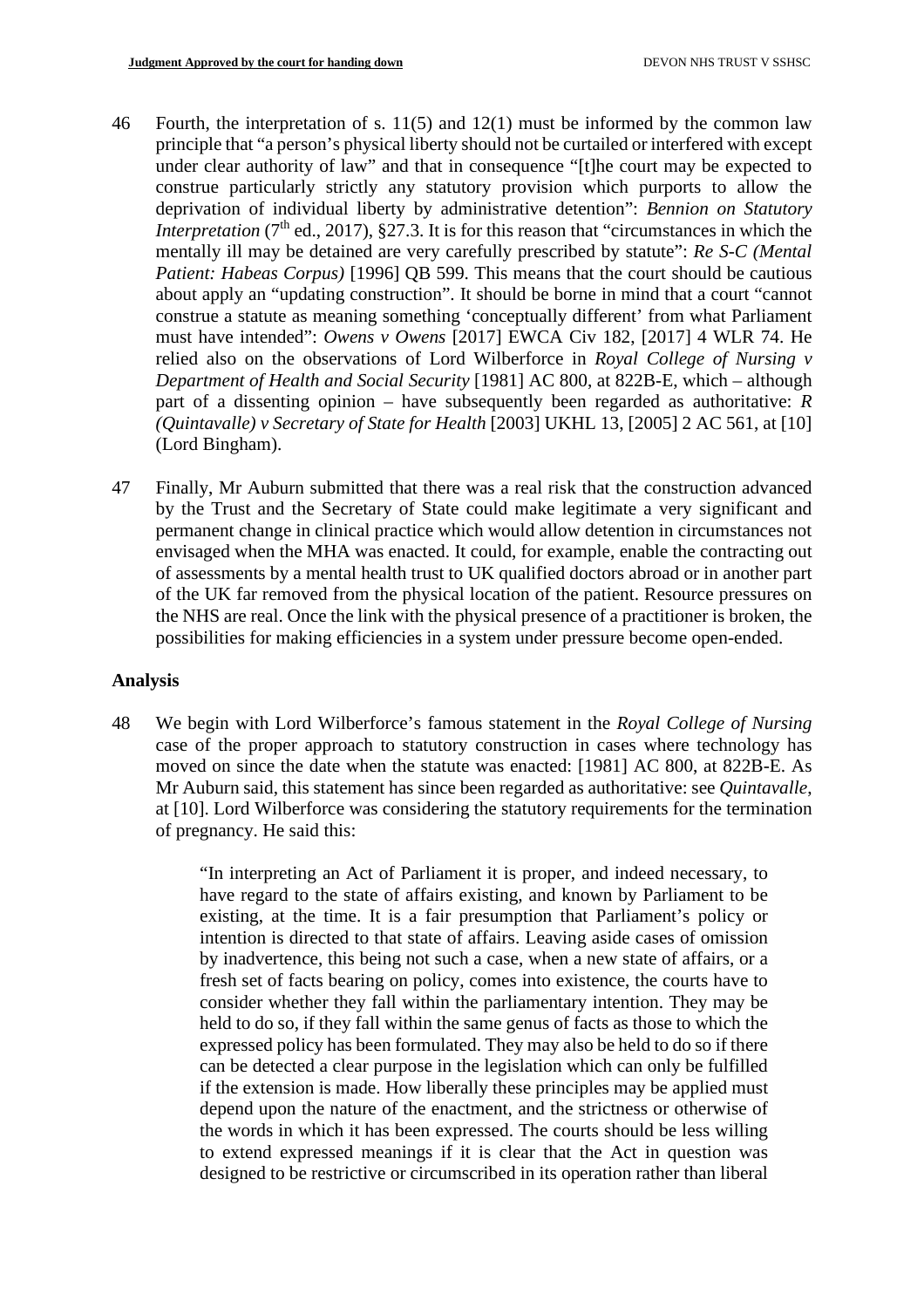46 Fourth, the interpretation of s. 11(5) and 12(1) must be informed by the common law principle that "a person's physical liberty should not be curtailed or interfered with except under clear authority of law" and that in consequence "[t]he court may be expected to construe particularly strictly any statutory provision which purports to allow the deprivation of individual liberty by administrative detention": *Bennion on Statutory Interpretation* (7th ed., 2017), §27.3. It is for this reason that "circumstances in which the mentally ill may be detained are very carefully prescribed by statute": *Re S-C (Mental Patient: Habeas Corpus)* [1996] QB 599. This means that the court should be cautious about apply an "updating construction". It should be borne in mind that a court "cannot construe a statute as meaning something 'conceptually different' from what Parliament must have intended": *Owens v Owens* [2017] EWCA Civ 182, [2017] 4 WLR 74. He relied also on the observations of Lord Wilberforce in *Royal College of Nursing v Department of Health and Social Security* [1981] AC 800, at 822B-E, which – although part of a dissenting opinion – have subsequently been regarded as authoritative: *R (Quintavalle) v Secretary of State for Health* [2003] UKHL 13, [2005] 2 AC 561, at [10] (Lord Bingham).

47 Finally, Mr Auburn submitted that there was a real risk that the construction advanced by the Trust and the Secretary of State could make legitimate a very significant and permanent change in clinical practice which would allow detention in circumstances not envisaged when the MHA was enacted. It could, for example, enable the contracting out of assessments by a mental health trust to UK qualified doctors abroad or in another part of the UK far removed from the physical location of the patient. Resource pressures on the NHS are real. Once the link with the physical presence of a practitioner is broken, the possibilities for making efficiencies in a system under pressure become open-ended.

## Analysis

48 We begin with Lord Wilberforce's famous statement in the *Royal College of Nursing* case of the proper approach to statutory construction in cases where technology has moved on since the date when the statute was enacted: [1981] AC 800, at 822B-E. As Mr Auburn said, this statement has since been regarded as authoritative: see *Quintavalle*, at [10]. Lord Wilberforce was considering the statutory requirements for the termination of pregnancy. He said this:

> "In interpreting an Act of Parliament it is proper, and indeed necessary, to have regard to the state of affairs existing, and known by Parliament to be existing, at the time. It is a fair presumption that Parliament's policy or intention is directed to that state of affairs. Leaving aside cases of omission by inadvertence, this being not such a case, when a new state of affairs, or a fresh set of facts bearing on policy, comes into existence, the courts have to consider whether they fall within the parliamentary intention. They may be held to do so, if they fall within the same genus of facts as those to which the expressed policy has been formulated. They may also be held to do so if there can be detected a clear purpose in the legislation which can only be fulfilled if the extension is made. How liberally these principles may be applied must depend upon the nature of the enactment, and the strictness or otherwise of the words in which it has been expressed. The courts should be less willing to extend expressed meanings if it is clear that the Act in question was designed to be restrictive or circumscribed in its operation rather than liberal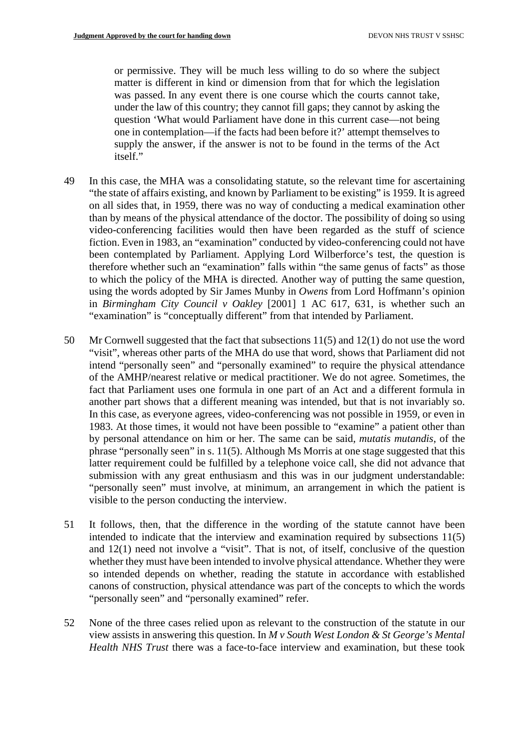> or permissive. They will be much less willing to do so where the subject matter is different in kind or dimension from that for which the legislation was passed. In any event there is one course which the courts cannot take, under the law of this country; they cannot fill gaps; they cannot by asking the question 'What would Parliament have done in this current case—not being one in contemplation—if the facts had been before it?' attempt themselves to supply the answer, if the answer is not to be found in the terms of the Act itself."

49 In this case, the MHA was a consolidating statute, so the relevant time for ascertaining "the state of affairs existing, and known by Parliament to be existing" is 1959. It is agreed on all sides that, in 1959, there was no way of conducting a medical examination other than by means of the physical attendance of the doctor. The possibility of doing so using video-conferencing facilities would then have been regarded as the stuff of science fiction. Even in 1983, an "examination" conducted by video-conferencing could not have been contemplated by Parliament. Applying Lord Wilberforce's test, the question is therefore whether such an "examination" falls within "the same genus of facts" as those to which the policy of the MHA is directed. Another way of putting the same question, using the words adopted by Sir James Munby in *Owens* from Lord Hoffmann's opinion in *Birmingham City Council v Oakley* [2001] 1 AC 617, 631, is whether such an "examination" is "conceptually different" from that intended by Parliament.

50 Mr Cornwell suggested that the fact that subsections 11(5) and 12(1) do not use the word "visit", whereas other parts of the MHA do use that word, shows that Parliament did not intend "personally seen" and "personally examined" to require the physical attendance of the AMHP/nearest relative or medical practitioner. We do not agree. Sometimes, the fact that Parliament uses one formula in one part of an Act and a different formula in another part shows that a different meaning was intended, but that is not invariably so. In this case, as everyone agrees, video-conferencing was not possible in 1959, or even in 1983. At those times, it would not have been possible to "examine" a patient other than by personal attendance on him or her. The same can be said, *mutatis mutandis*, of the phrase "personally seen" in s. 11(5). Although Ms Morris at one stage suggested that this latter requirement could be fulfilled by a telephone voice call, she did not advance that submission with any great enthusiasm and this was in our judgment understandable: "personally seen" must involve, at minimum, an arrangement in which the patient is visible to the person conducting the interview.

51 It follows, then, that the difference in the wording of the statute cannot have been intended to indicate that the interview and examination required by subsections 11(5) and 12(1) need not involve a "visit". That is not, of itself, conclusive of the question whether they must have been intended to involve physical attendance. Whether they were so intended depends on whether, reading the statute in accordance with established canons of construction, physical attendance was part of the concepts to which the words "personally seen" and "personally examined" refer.

52 None of the three cases relied upon as relevant to the construction of the statute in our view assists in answering this question. In *M v South West London & St George's Mental Health NHS Trust* there was a face-to-face interview and examination, but these took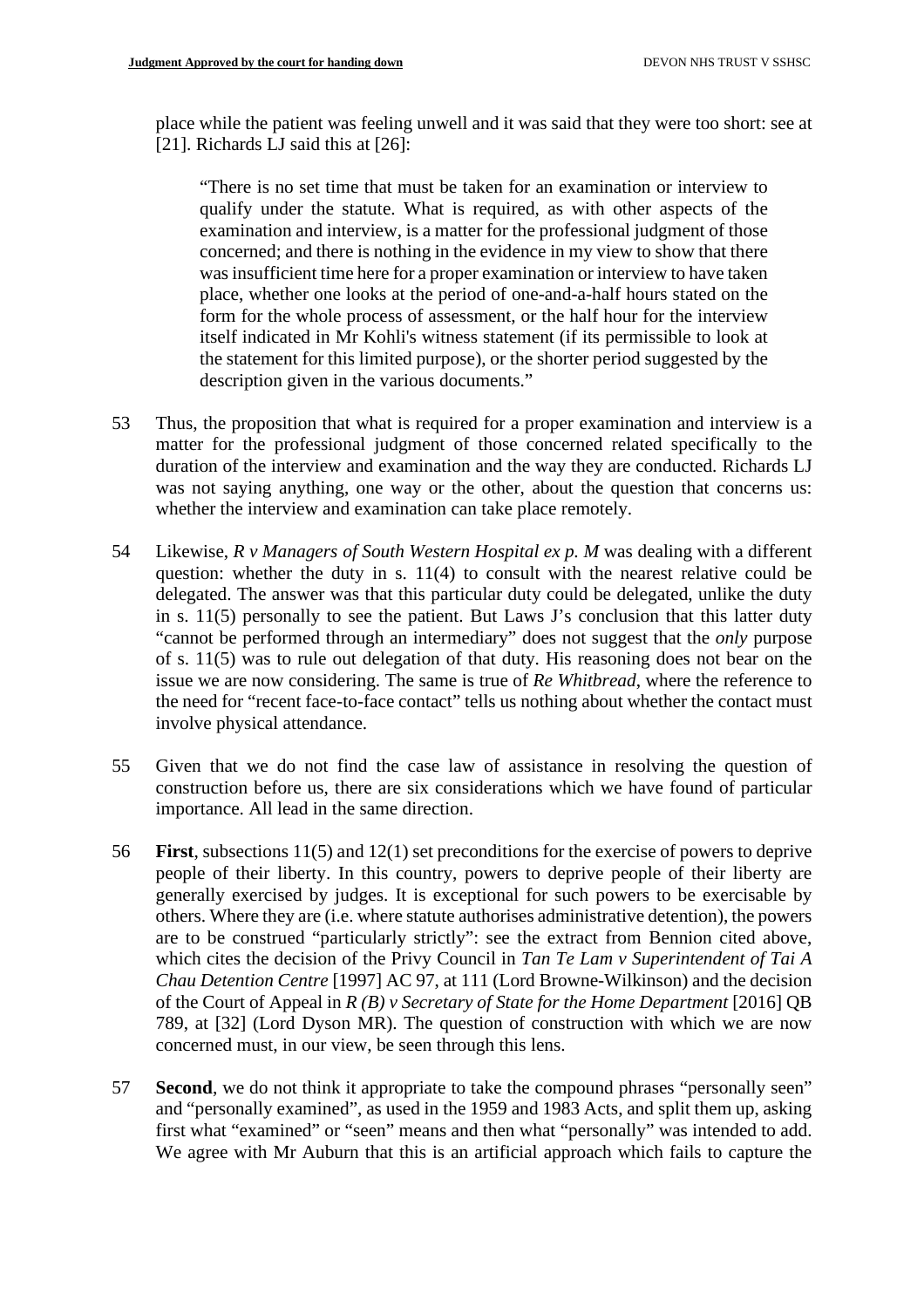place while the patient was feeling unwell and it was said that they were too short: see at [21]. Richards LJ said this at [26]:

> "There is no set time that must be taken for an examination or interview to qualify under the statute. What is required, as with other aspects of the examination and interview, is a matter for the professional judgment of those concerned; and there is nothing in the evidence in my view to show that there was insufficient time here for a proper examination or interview to have taken place, whether one looks at the period of one-and-a-half hours stated on the form for the whole process of assessment, or the half hour for the interview itself indicated in Mr Kohli's witness statement (if its permissible to look at the statement for this limited purpose), or the shorter period suggested by the description given in the various documents."

53 Thus, the proposition that what is required for a proper examination and interview is a matter for the professional judgment of those concerned related specifically to the duration of the interview and examination and the way they are conducted. Richards LJ was not saying anything, one way or the other, about the question that concerns us: whether the interview and examination can take place remotely.

54 Likewise, *R v Managers of South Western Hospital ex p. M* was dealing with a different question: whether the duty in s. 11(4) to consult with the nearest relative could be delegated. The answer was that this particular duty could be delegated, unlike the duty in s. 11(5) personally to see the patient. But Laws J's conclusion that this latter duty "cannot be performed through an intermediary" does not suggest that the *only* purpose of s. 11(5) was to rule out delegation of that duty. His reasoning does not bear on the issue we are now considering. The same is true of *Re Whitbread*, where the reference to the need for "recent face-to-face contact" tells us nothing about whether the contact must involve physical attendance.

55 Given that we do not find the case law of assistance in resolving the question of construction before us, there are six considerations which we have found of particular importance. All lead in the same direction.

56 **First**, subsections 11(5) and 12(1) set preconditions for the exercise of powers to deprive people of their liberty. In this country, powers to deprive people of their liberty are generally exercised by judges. It is exceptional for such powers to be exercisable by others. Where they are (i.e. where statute authorises administrative detention), the powers are to be construed "particularly strictly": see the extract from Bennion cited above, which cites the decision of the Privy Council in *Tan Te Lam v Superintendent of Tai A Chau Detention Centre* [1997] AC 97, at 111 (Lord Browne-Wilkinson) and the decision of the Court of Appeal in *R (B) v Secretary of State for the Home Department* [2016] QB 789, at [32] (Lord Dyson MR). The question of construction with which we are now concerned must, in our view, be seen through this lens.

57 **Second**, we do not think it appropriate to take the compound phrases "personally seen" and "personally examined", as used in the 1959 and 1983 Acts, and split them up, asking first what "examined" or "seen" means and then what "personally" was intended to add. We agree with Mr Auburn that this is an artificial approach which fails to capture the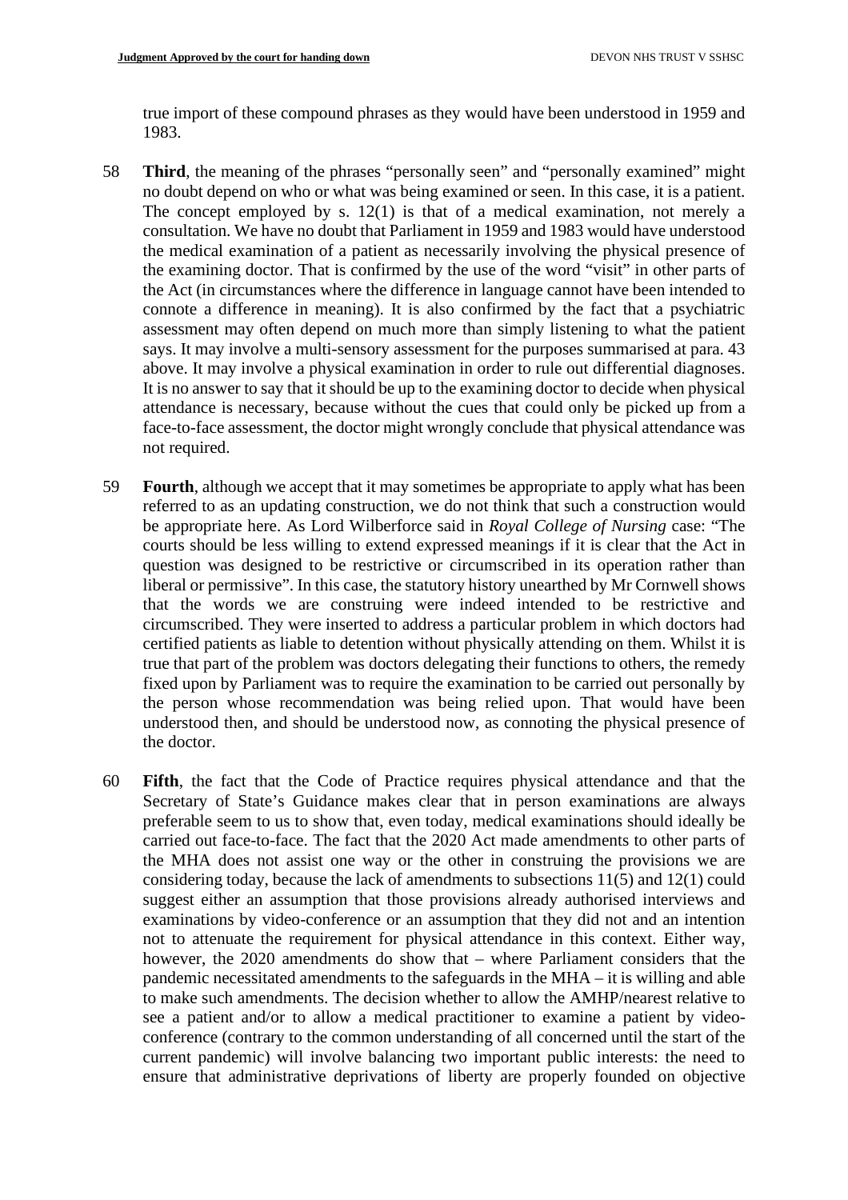true import of these compound phrases as they would have been understood in 1959 and 1983.

58 **Third**, the meaning of the phrases "personally seen" and "personally examined" might no doubt depend on who or what was being examined or seen. In this case, it is a patient. The concept employed by s. 12(1) is that of a medical examination, not merely a consultation. We have no doubt that Parliament in 1959 and 1983 would have understood the medical examination of a patient as necessarily involving the physical presence of the examining doctor. That is confirmed by the use of the word "visit" in other parts of the Act (in circumstances where the difference in language cannot have been intended to connote a difference in meaning). It is also confirmed by the fact that a psychiatric assessment may often depend on much more than simply listening to what the patient says. It may involve a multi-sensory assessment for the purposes summarised at para. 43 above. It may involve a physical examination in order to rule out differential diagnoses. It is no answer to say that it should be up to the examining doctor to decide when physical attendance is necessary, because without the cues that could only be picked up from a face-to-face assessment, the doctor might wrongly conclude that physical attendance was not required.

59 **Fourth**, although we accept that it may sometimes be appropriate to apply what has been referred to as an updating construction, we do not think that such a construction would be appropriate here. As Lord Wilberforce said in *Royal College of Nursing* case: "The courts should be less willing to extend expressed meanings if it is clear that the Act in question was designed to be restrictive or circumscribed in its operation rather than liberal or permissive". In this case, the statutory history unearthed by Mr Cornwell shows that the words we are construing were indeed intended to be restrictive and circumscribed. They were inserted to address a particular problem in which doctors had certified patients as liable to detention without physically attending on them. Whilst it is true that part of the problem was doctors delegating their functions to others, the remedy fixed upon by Parliament was to require the examination to be carried out personally by the person whose recommendation was being relied upon. That would have been understood then, and should be understood now, as connoting the physical presence of the doctor.

60 **Fifth**, the fact that the Code of Practice requires physical attendance and that the Secretary of State's Guidance makes clear that in person examinations are always preferable seem to us to show that, even today, medical examinations should ideally be carried out face-to-face. The fact that the 2020 Act made amendments to other parts of the MHA does not assist one way or the other in construing the provisions we are considering today, because the lack of amendments to subsections 11(5) and 12(1) could suggest either an assumption that those provisions already authorised interviews and examinations by video-conference or an assumption that they did not and an intention not to attenuate the requirement for physical attendance in this context. Either way, however, the 2020 amendments do show that – where Parliament considers that the pandemic necessitated amendments to the safeguards in the MHA – it is willing and able to make such amendments. The decision whether to allow the AMHP/nearest relative to see a patient and/or to allow a medical practitioner to examine a patient by video-conference (contrary to the common understanding of all concerned until the start of the current pandemic) will involve balancing two important public interests: the need to ensure that administrative deprivations of liberty are properly founded on objective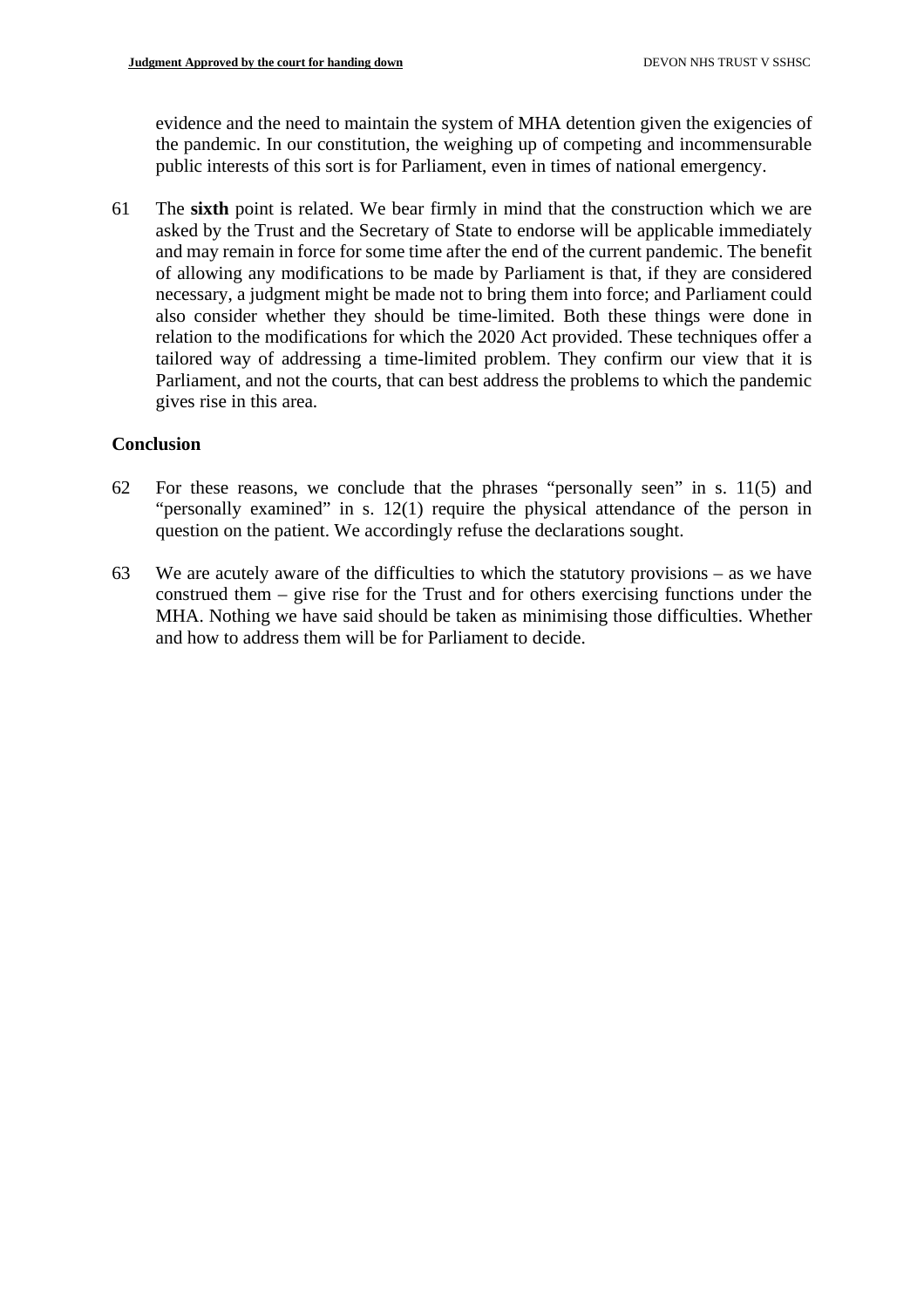evidence and the need to maintain the system of MHA detention given the exigencies of the pandemic. In our constitution, the weighing up of competing and incommensurable public interests of this sort is for Parliament, even in times of national emergency.

61 The **sixth** point is related. We bear firmly in mind that the construction which we are asked by the Trust and the Secretary of State to endorse will be applicable immediately and may remain in force for some time after the end of the current pandemic. The benefit of allowing any modifications to be made by Parliament is that, if they are considered necessary, a judgment might be made not to bring them into force; and Parliament could also consider whether they should be time-limited. Both these things were done in relation to the modifications for which the 2020 Act provided. These techniques offer a tailored way of addressing a time-limited problem. They confirm our view that it is Parliament, and not the courts, that can best address the problems to which the pandemic gives rise in this area.

## Conclusion

62 For these reasons, we conclude that the phrases "personally seen" in s. 11(5) and "personally examined" in s. 12(1) require the physical attendance of the person in question on the patient. We accordingly refuse the declarations sought.

63 We are acutely aware of the difficulties to which the statutory provisions – as we have construed them – give rise for the Trust and for others exercising functions under the MHA. Nothing we have said should be taken as minimising those difficulties. Whether and how to address them will be for Parliament to decide.